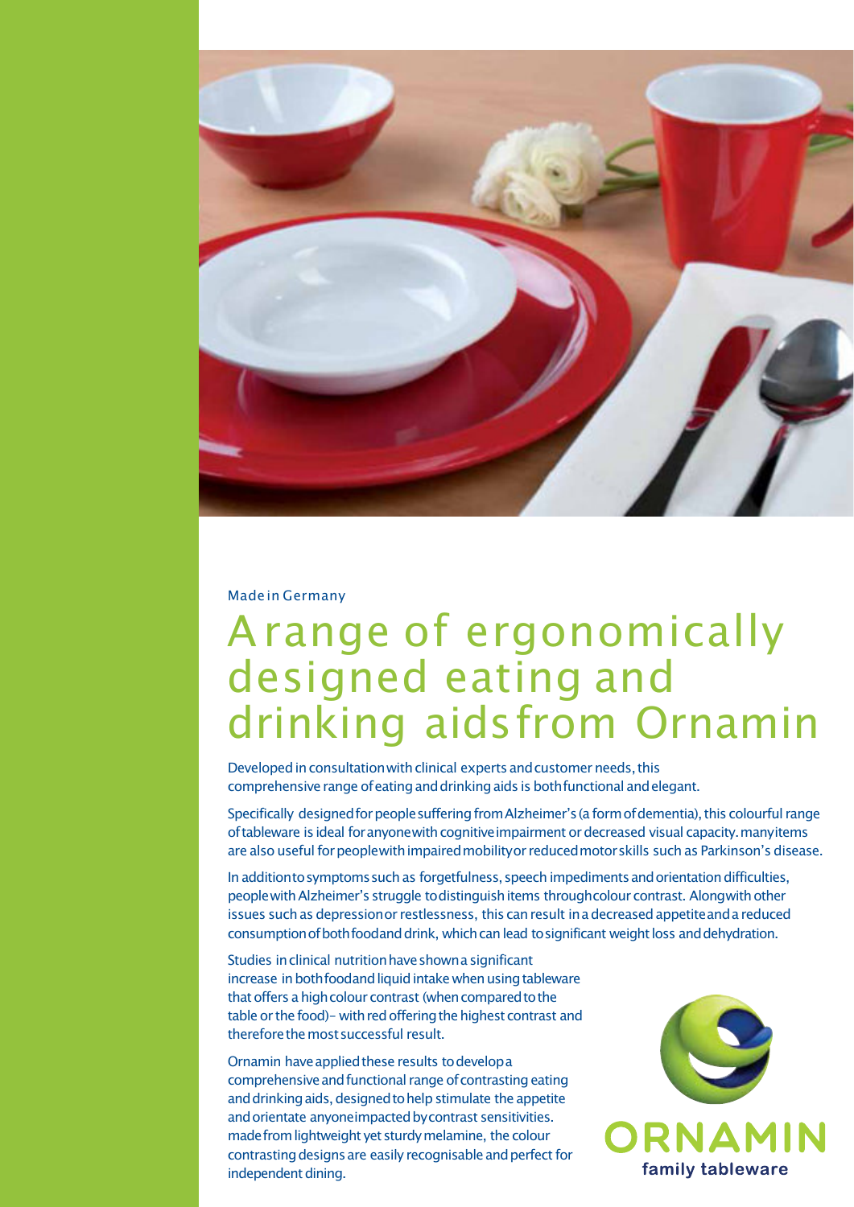Made in Germany

# A range of ergonomically designed eating and drinking aids from Ornamin

Developed in consultation with clinical experts and customer needs, this comprehensive range of eating and drinking aids is both functional and elegant.

Specifically designed for people suffering from Alzheimer's (a form of dementia), this colourful range of tableware is ideal for anyone with cognitive impairment or decreased visual capacity. many items are also useful for people with impaired mobility or reduced motor skills such as Parkinson's disease.

In addition to symptoms such as forgetfulness, speech impediments and orientation difficulties, people with Alzheimer's struggle to distinguish items through colour contrast. Along with other issues such as depression or restlessness, this can result in a decreased appetite and a reduced consumption of both food and drink, which can lead to significant weight loss and dehydration.

Studies in clinical nutrition have shown a significant increase in both food and liquid intake when using tableware that offers a high colour contrast (when compared to the table or the food)– with red offering the highest contrast and therefore the most successful result.

Ornamin have applied these results to develop a comprehensive and functional range of contrasting eating and drinking aids, designed to help stimulate the appetite and orientate anyone impacted by contrast sensitivities. made from lightweight yet sturdy melamine, the colour contrasting designs are easily recognisable and perfect for independent dining.

ORNAMIN
family tableware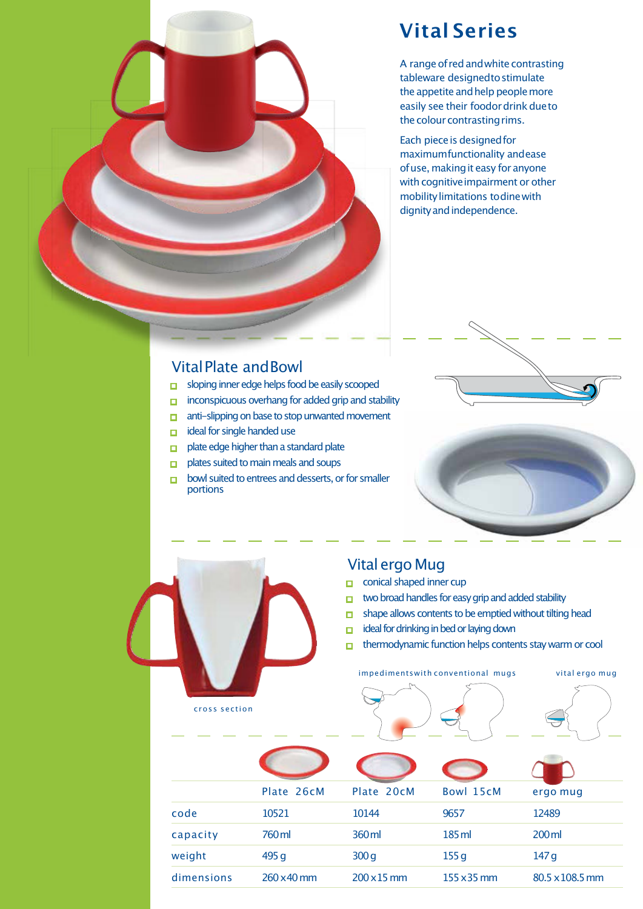# Vital Series

A range of red and white contrasting tableware designed to stimulate the appetite and help people more easily see their food or drink due to the colour contrasting rims.

Each piece is designed for maximum functionality and ease of use, making it easy for anyone with cognitive impairment or other mobility limitations to dine with dignity and independence.

## Vital Plate and Bowl

- sloping inner edge helps food be easily scooped
- inconspicuous overhang for added grip and stability
- anti-slipping on base to stop unwanted movement
- ideal for single handed use
- plate edge higher than a standard plate
- plates suited to main meals and soups
- bowl suited to entrees and desserts, or for smaller portions

## Vital ergo Mug

- conical shaped inner cup
- two broad handles for easy grip and added stability
- shape allows contents to be emptied without tilting head
- ideal for drinking in bed or laying down
- thermodynamic function helps contents stay warm or cool

cross section

impediments with conventional mugs

vital ergo mug

| | Plate 26cM | Plate 20cM | Bowl 15cM | ergo mug |
|---|---|---|---|---|
| code | 10521 | 10144 | 9657 | 12489 |
| capacity | 760 ml | 360 ml | 185 ml | 200 ml |
| weight | 495 g | 300 g | 155 g | 147 g |
| dimensions | 260 x 40 mm | 200 x 15 mm | 155 x 35 mm | 80.5 x 108.5 mm |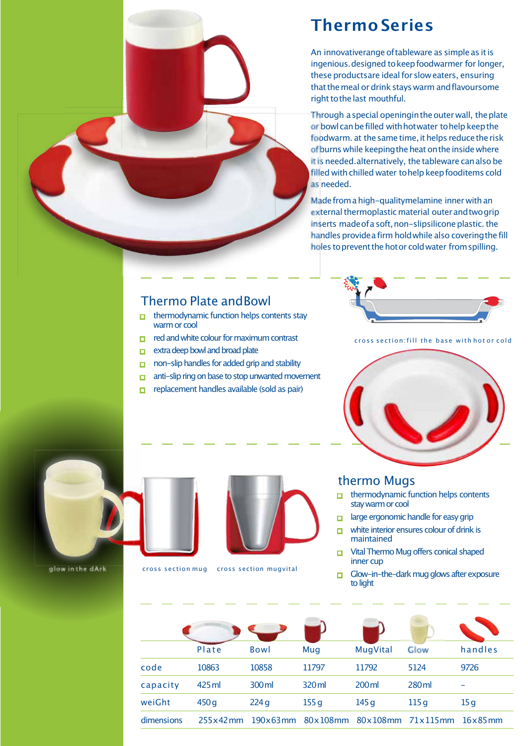# Thermo Series

An innovative range of tableware as simple as it is ingenious. designed to keep food warmer for longer, these products are ideal for slow eaters, ensuring that the meal or drink stays warm and flavoursome right to the last mouthful.

Through a special opening in the outer wall, the plate or bowl can be filled with hot water to help keep the food warm. at the same time, it helps reduce the risk of burns while keeping the heat on the inside where it is needed. alternatively, the tableware can also be filled with chilled water to help keep food items cold as needed.

Made from a high-quality melamine inner with an external thermoplastic material outer and two grip inserts made of a soft, non-slip silicone plastic. the handles provide a firm hold while also covering the fill holes to prevent the hot or cold water from spilling.

## Thermo Plate and Bowl

- thermodynamic function helps contents stay warm or cool
- red and white colour for maximum contrast
- extra deep bowl and broad plate
- non-slip handles for added grip and stability
- anti-slip ring on base to stop unwanted movement
- replacement handles available (sold as pair)

cross section: fill the base with hot or cold

glow in the dArk

cross section mug

cross section mugvital

## thermo Mugs

- thermodynamic function helps contents stay warm or cool
- large ergonomic handle for easy grip
- white interior ensures colour of drink is maintained
- Vital Thermo Mug offers conical shaped inner cup
- Glow-in-the-dark mug glows after exposure to light

| | Plate | Bowl | Mug | MugVital | Glow | handles |
|---|---|---|---|---|---|---|
| code | 10863 | 10858 | 11797 | 11792 | 5124 | 9726 |
| capacity | 425 ml | 300 ml | 320 ml | 200 ml | 280 ml | – |
| weiGht | 450 g | 224 g | 155 g | 145 g | 115 g | 15 g |
| dimensions | 255 x 42 mm | 190 x 63 mm | 80 x 108 mm | 80 x 108 mm | 71 x 115 mm | 16 x 85 mm |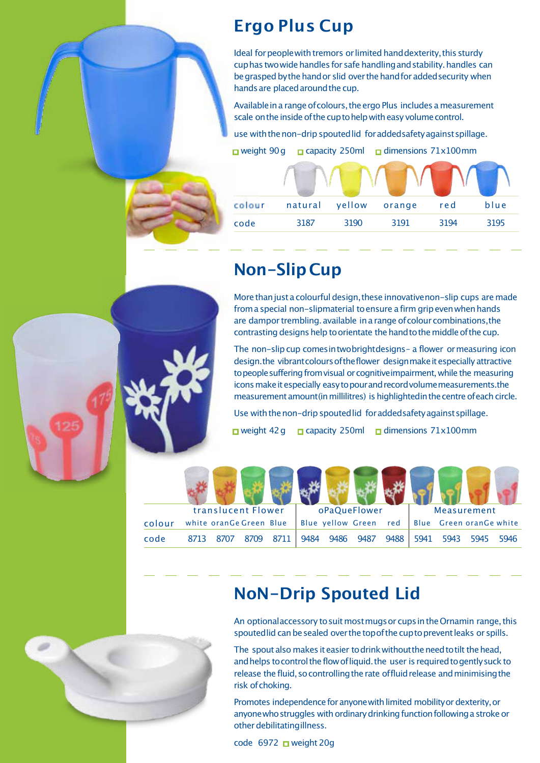## Ergo Plus Cup

Ideal for people with tremors or limited hand dexterity, this sturdy cup has two wide handles for safe handling and stability. handles can be grasped by the hand or slid over the hand for added security when hands are placed around the cup.

Available in a range of colours, the ergo Plus includes a measurement scale on the inside of the cup to help with easy volume control.

use with the non-drip spouted lid for added safety against spillage.

- weight 90 g
- capacity 250ml
- dimensions 71x100mm

| colour | natural | yellow | orange | red | blue |
|---|---|---|---|---|---|
| code | 3187 | 3190 | 3191 | 3194 | 3195 |

## Non-Slip Cup

More than just a colourful design, these innovative non-slip cups are made from a special non-slip material to ensure a firm grip even when hands are damp or trembling. available in a range of colour combinations, the contrasting designs help to orientate the hand to the middle of the cup.

The non-slip cup comes in two bright designs - a flower or measuring icon design. the vibrant colours of the flower design make it especially attractive to people suffering from visual or cognitive impairment, while the measuring icons make it especially easy to pour and record volume measurements. the measurement amount (in millilitres) is highlighted in the centre of each circle.

Use with the non-drip spouted lid for added safety against spillage.

- weight 42 g
- capacity 250ml
- dimensions 71x100mm

| | translucent Flower | | | | oPaQue Flower | | | | Measurement | | | |
|---|---|---|---|---|---|---|---|---|---|---|---|---|
| colour | white | oranGe | Green | Blue | Blue | yellow | Green | red | Blue | Green | oranGe | white |
| code | 8713 | 8707 | 8709 | 8711 | 9484 | 9486 | 9487 | 9488 | 5941 | 5943 | 5945 | 5946 |

## NoN-Drip Spouted Lid

An optional accessory to suit most mugs or cups in the Ornamin range, this spouted lid can be sealed over the top of the cup to prevent leaks or spills.

The spout also makes it easier to drink without the need to tilt the head, and helps to control the flow of liquid. the user is required to gently suck to release the fluid, so controlling the rate of fluid release and minimising the risk of choking.

Promotes independence for anyone with limited mobility or dexterity, or anyone who struggles with ordinary drinking function following a stroke or other debilitating illness.

code 6972 ▫ weight 20g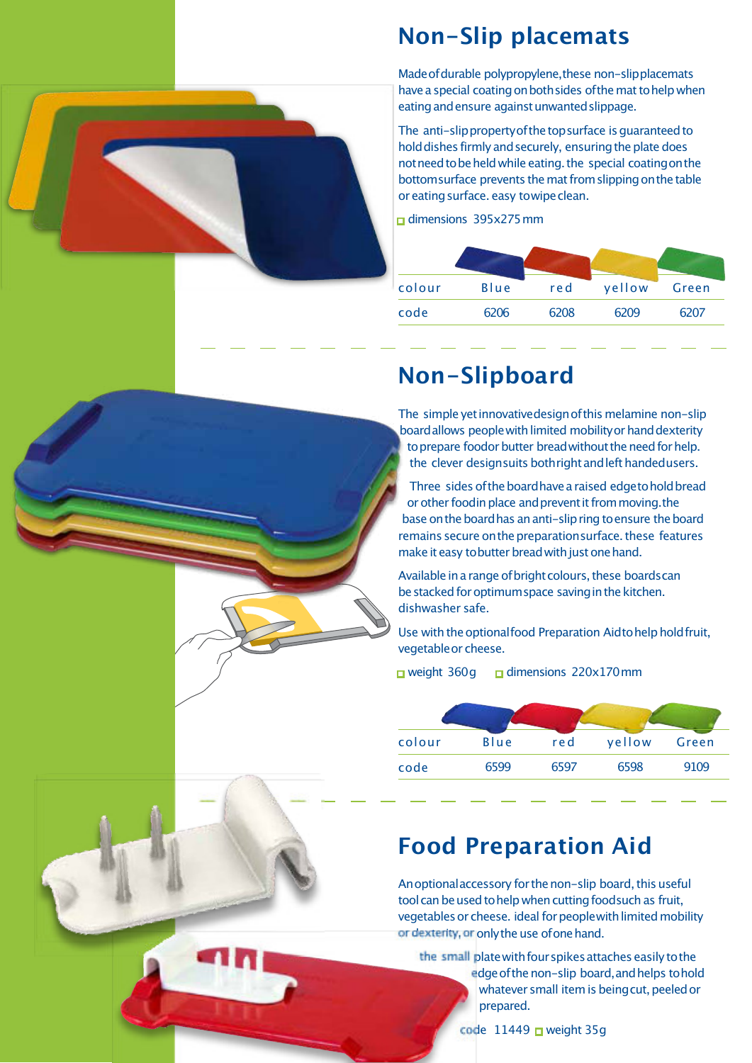## Non-Slip placemats

Made of durable polypropylene, these non-slip placemats have a special coating on both sides of the mat to help when eating and ensure against unwanted slippage.

The anti-slip property of the top surface is guaranteed to hold dishes firmly and securely, ensuring the plate does not need to be held while eating. the special coating on the bottom surface prevents the mat from slipping on the table or eating surface. easy to wipe clean.

- dimensions 395x275 mm

| colour | Blue | red | yellow | Green |
|---|---|---|---|---|
| code | 6206 | 6208 | 6209 | 6207 |

## Non-Slipboard

The simple yet innovative design of this melamine non-slip board allows people with limited mobility or hand dexterity to prepare food or butter bread without the need for help. the clever design suits both right and left handed users.

Three sides of the board have a raised edge to hold bread or other food in place and prevent it from moving. the base on the board has an anti-slip ring to ensure the board remains secure on the preparation surface. these features make it easy to butter bread with just one hand.

Available in a range of bright colours, these boards can be stacked for optimum space saving in the kitchen. dishwasher safe.

Use with the optional food Preparation Aid to help hold fruit, vegetable or cheese.

- weight 360g
- dimensions 220x170 mm

| colour | Blue | red | yellow | Green |
|---|---|---|---|---|
| code | 6599 | 6597 | 6598 | 9109 |

## Food Preparation Aid

An optional accessory for the non-slip board, this useful tool can be used to help when cutting food such as fruit, vegetables or cheese. ideal for people with limited mobility or dexterity, or only the use of one hand.

the small plate with four spikes attaches easily to the edge of the non-slip board, and helps to hold whatever small item is being cut, peeled or prepared.

code 11449
- weight 35g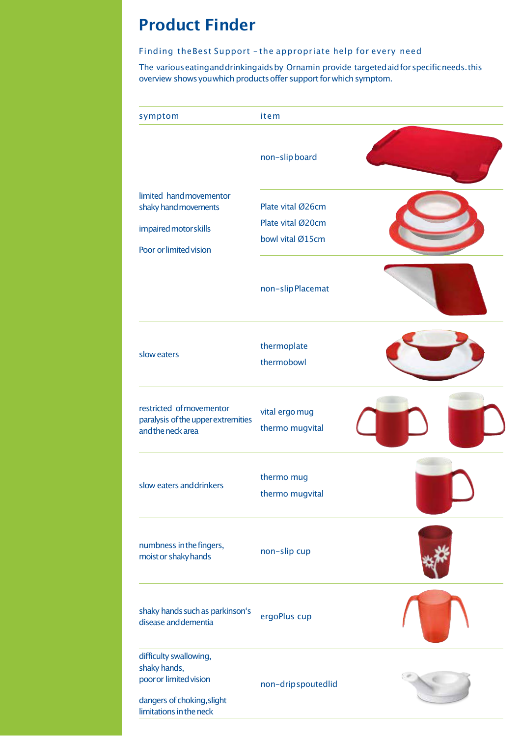# Product Finder

Finding the Best Support – the appropriate help for every need

The various eating and drinking aids by Ornamin provide targeted aid for specific needs. this overview shows you which products offer support for which symptom.

| symptom | item |
| --- | --- |
| limited hand movement or shaky hand movements<br><br>impaired motor skills<br><br>Poor or limited vision | non-slip board<br><br>Plate vital Ø26cm<br>Plate vital Ø20cm<br>bowl vital Ø15cm<br><br>non-slip Placemat |
| slow eaters | thermoplate<br>thermobowl |
| restricted of movement or paralysis of the upper extremities and the neck area | vital ergo mug<br>thermo mugvital |
| slow eaters and drinkers | thermo mug<br>thermo mugvital |
| numbness in the fingers, moist or shaky hands | non-slip cup |
| shaky hands such as parkinson's disease and dementia | ergoPlus cup |
| difficulty swallowing, shaky hands, poor or limited vision<br><br>dangers of choking, slight limitations in the neck | non-drip spouted lid |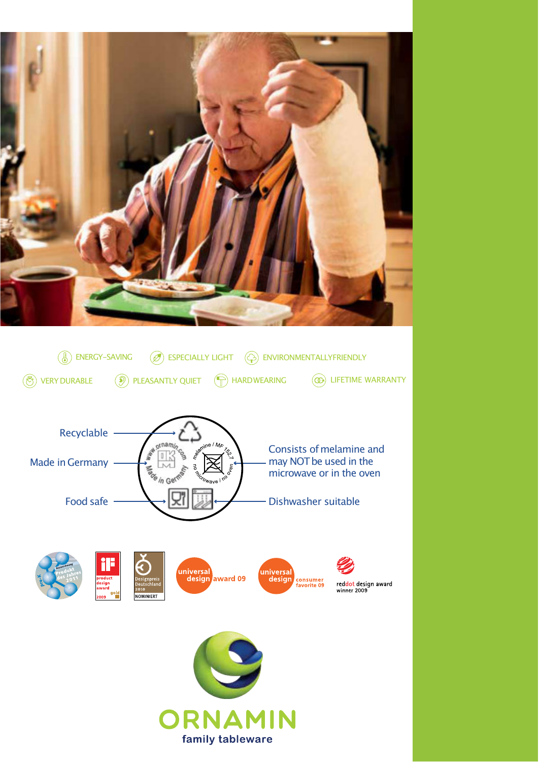ENERGY-SAVING · ESPECIALLY LIGHT · ENVIRONMENTALLYFRIENDLY

VERY DURABLE · PLEASANTLY QUIET · HARDWEARING · LIFETIME WARRANTY

Recyclable

Made in Germany

Food safe

Consists of melamine and may NOT be used in the microwave or in the oven

Dishwasher suitable

www.ornamin.com · Made in Germany · melamine / MF 152.7 · no microwave / no oven

Auszeichnung Produkt des Jahres 2011 pro-K

iF product design award 2009 gold

Designpreis Deutschland 2010 NOMINIERT

universal design award 09

universal design consumer favorite 09

reddot design award winner 2009

ORNAMIN

family tableware